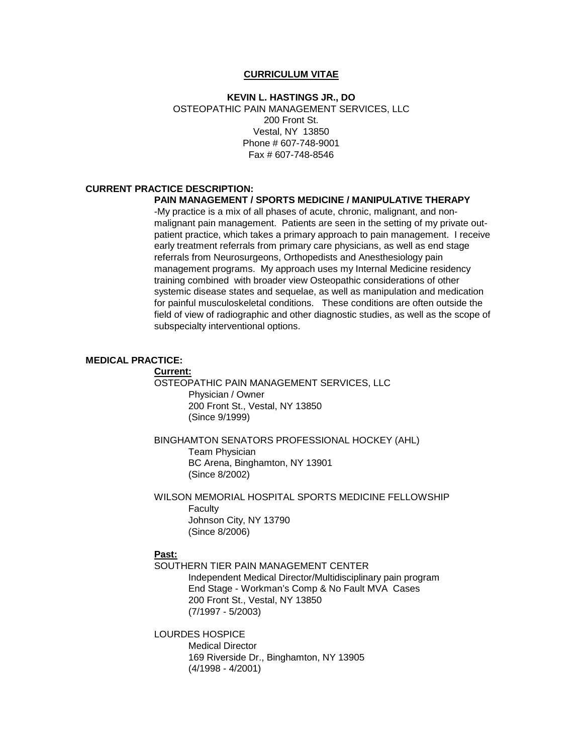# CURRICULUM VITAE

**KEVIN L. HASTINGS JR., DO**
OSTEOPATHIC PAIN MANAGEMENT SERVICES, LLC
200 Front St.
Vestal, NY 13850
Phone # 607-748-9001
Fax # 607-748-8546

## CURRENT PRACTICE DESCRIPTION:

**PAIN MANAGEMENT / SPORTS MEDICINE / MANIPULATIVE THERAPY**

-My practice is a mix of all phases of acute, chronic, malignant, and non-malignant pain management. Patients are seen in the setting of my private out-patient practice, which takes a primary approach to pain management. I receive early treatment referrals from primary care physicians, as well as end stage referrals from Neurosurgeons, Orthopedists and Anesthesiology pain management programs. My approach uses my Internal Medicine residency training combined with broader view Osteopathic considerations of other systemic disease states and sequelae, as well as manipulation and medication for painful musculoskeletal conditions. These conditions are often outside the field of view of radiographic and other diagnostic studies, as well as the scope of subspecialty interventional options.

## MEDICAL PRACTICE:

**Current:**

OSTEOPATHIC PAIN MANAGEMENT SERVICES, LLC
Physician / Owner
200 Front St., Vestal, NY 13850
(Since 9/1999)

BINGHAMTON SENATORS PROFESSIONAL HOCKEY (AHL)
Team Physician
BC Arena, Binghamton, NY 13901
(Since 8/2002)

WILSON MEMORIAL HOSPITAL SPORTS MEDICINE FELLOWSHIP
Faculty
Johnson City, NY 13790
(Since 8/2006)

**Past:**

SOUTHERN TIER PAIN MANAGEMENT CENTER
Independent Medical Director/Multidisciplinary pain program
End Stage - Workman's Comp & No Fault MVA Cases
200 Front St., Vestal, NY 13850
(7/1997 - 5/2003)

LOURDES HOSPICE
Medical Director
169 Riverside Dr., Binghamton, NY 13905
(4/1998 - 4/2001)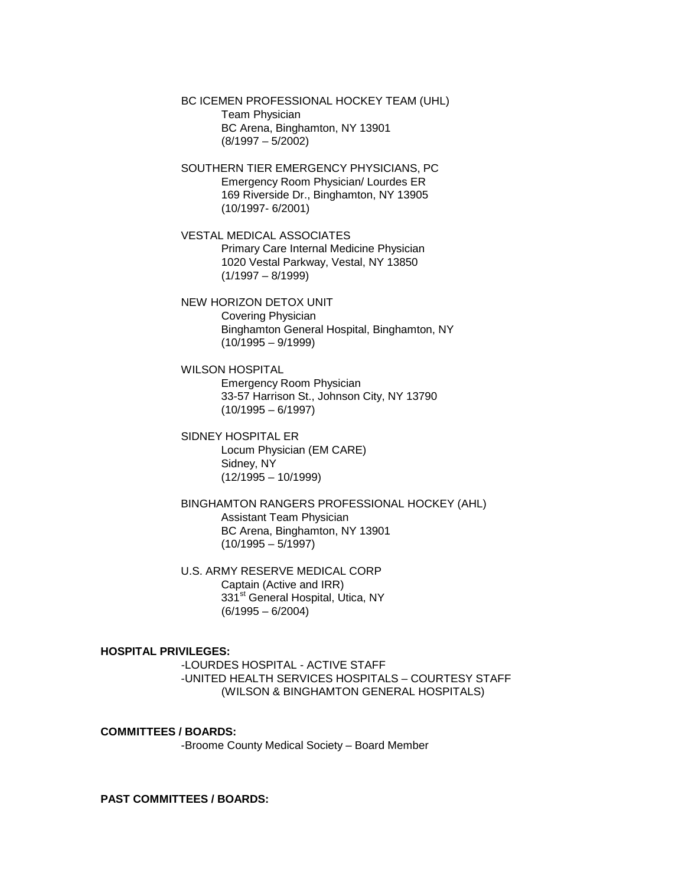BC ICEMEN PROFESSIONAL HOCKEY TEAM (UHL)
Team Physician
BC Arena, Binghamton, NY 13901
(8/1997 – 5/2002)

SOUTHERN TIER EMERGENCY PHYSICIANS, PC
Emergency Room Physician/ Lourdes ER
169 Riverside Dr., Binghamton, NY 13905
(10/1997- 6/2001)

VESTAL MEDICAL ASSOCIATES
Primary Care Internal Medicine Physician
1020 Vestal Parkway, Vestal, NY 13850
(1/1997 – 8/1999)

NEW HORIZON DETOX UNIT
Covering Physician
Binghamton General Hospital, Binghamton, NY
(10/1995 – 9/1999)

WILSON HOSPITAL
Emergency Room Physician
33-57 Harrison St., Johnson City, NY 13790
(10/1995 – 6/1997)

SIDNEY HOSPITAL ER
Locum Physician (EM CARE)
Sidney, NY
(12/1995 – 10/1999)

BINGHAMTON RANGERS PROFESSIONAL HOCKEY (AHL)
Assistant Team Physician
BC Arena, Binghamton, NY 13901
(10/1995 – 5/1997)

U.S. ARMY RESERVE MEDICAL CORP
Captain (Active and IRR)
331st General Hospital, Utica, NY
(6/1995 – 6/2004)

**HOSPITAL PRIVILEGES:**

- LOURDES HOSPITAL - ACTIVE STAFF
- UNITED HEALTH SERVICES HOSPITALS – COURTESY STAFF
  (WILSON & BINGHAMTON GENERAL HOSPITALS)

**COMMITTEES / BOARDS:**

- Broome County Medical Society – Board Member

**PAST COMMITTEES / BOARDS:**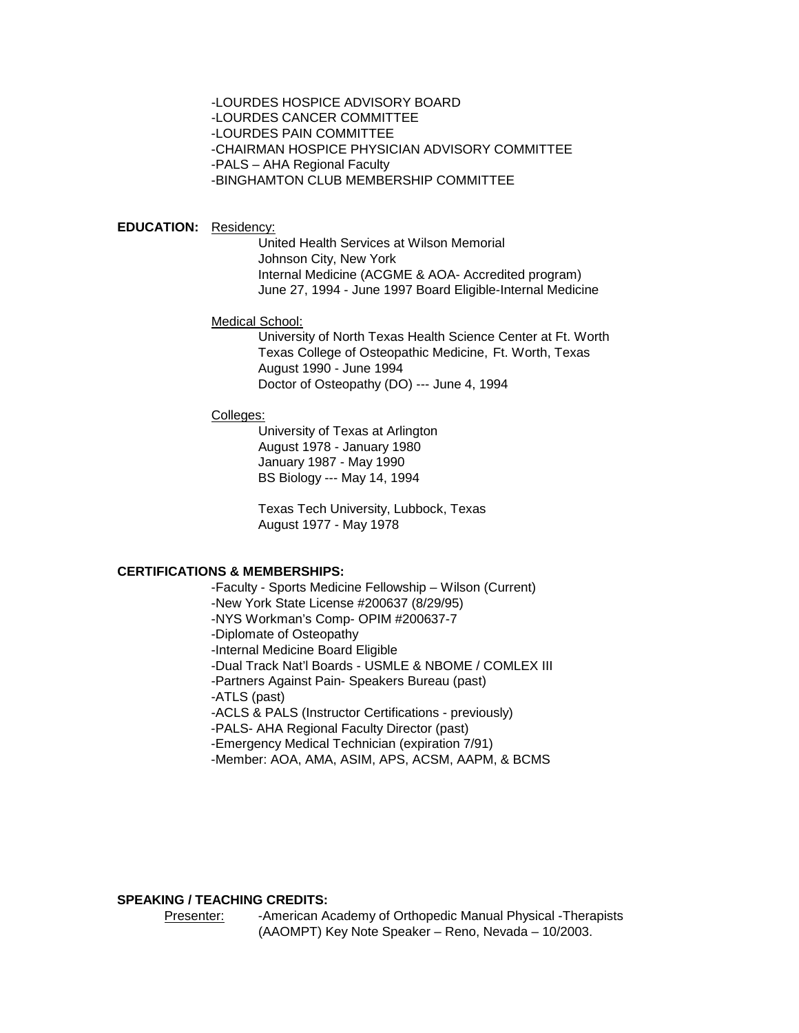-LOURDES HOSPICE ADVISORY BOARD
-LOURDES CANCER COMMITTEE
-LOURDES PAIN COMMITTEE
-CHAIRMAN HOSPICE PHYSICIAN ADVISORY COMMITTEE
-PALS – AHA Regional Faculty
-BINGHAMTON CLUB MEMBERSHIP COMMITTEE

**EDUCATION:** Residency:

United Health Services at Wilson Memorial
Johnson City, New York
Internal Medicine (ACGME & AOA- Accredited program)
June 27, 1994 - June 1997 Board Eligible-Internal Medicine

Medical School:

University of North Texas Health Science Center at Ft. Worth
Texas College of Osteopathic Medicine, Ft. Worth, Texas
August 1990 - June 1994
Doctor of Osteopathy (DO) --- June 4, 1994

Colleges:

University of Texas at Arlington
August 1978 - January 1980
January 1987 - May 1990
BS Biology --- May 14, 1994

Texas Tech University, Lubbock, Texas
August 1977 - May 1978

**CERTIFICATIONS & MEMBERSHIPS:**

-Faculty - Sports Medicine Fellowship – Wilson (Current)
-New York State License #200637 (8/29/95)
-NYS Workman's Comp- OPIM #200637-7
-Diplomate of Osteopathy
-Internal Medicine Board Eligible
-Dual Track Nat'l Boards - USMLE & NBOME / COMLEX III
-Partners Against Pain- Speakers Bureau (past)
-ATLS (past)
-ACLS & PALS (Instructor Certifications - previously)
-PALS- AHA Regional Faculty Director (past)
-Emergency Medical Technician (expiration 7/91)
-Member: AOA, AMA, ASIM, APS, ACSM, AAPM, & BCMS

**SPEAKING / TEACHING CREDITS:**

Presenter: -American Academy of Orthopedic Manual Physical -Therapists (AAOMPT) Key Note Speaker – Reno, Nevada – 10/2003.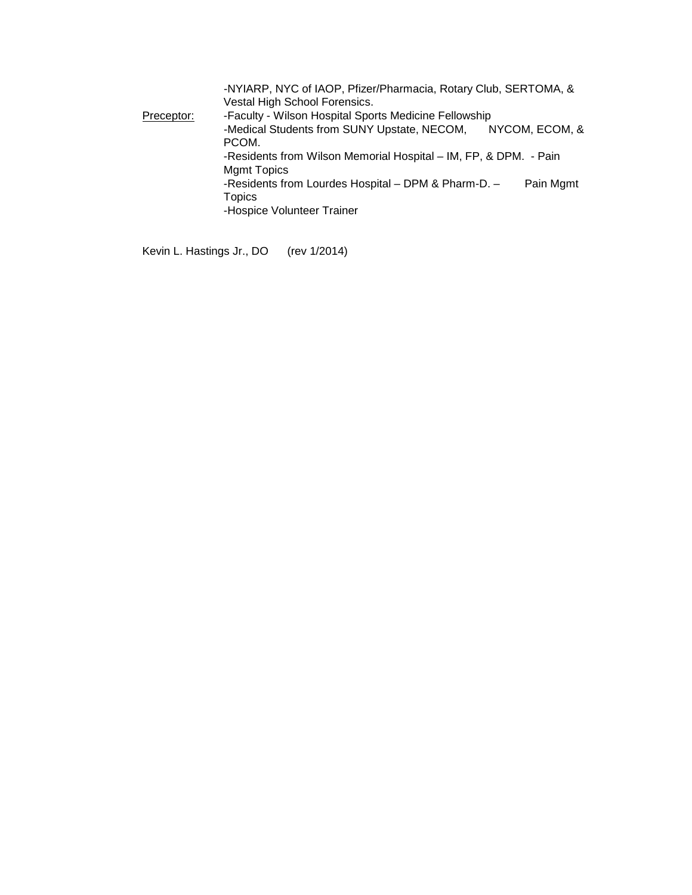-NYIARP, NYC of IAOP, Pfizer/Pharmacia, Rotary Club, SERTOMA, & Vestal High School Forensics.

Preceptor: -Faculty - Wilson Hospital Sports Medicine Fellowship
-Medical Students from SUNY Upstate, NECOM, NYCOM, ECOM, & PCOM.
-Residents from Wilson Memorial Hospital – IM, FP, & DPM. - Pain Mgmt Topics
-Residents from Lourdes Hospital – DPM & Pharm-D. – Pain Mgmt Topics
-Hospice Volunteer Trainer

Kevin L. Hastings Jr., DO (rev 1/2014)